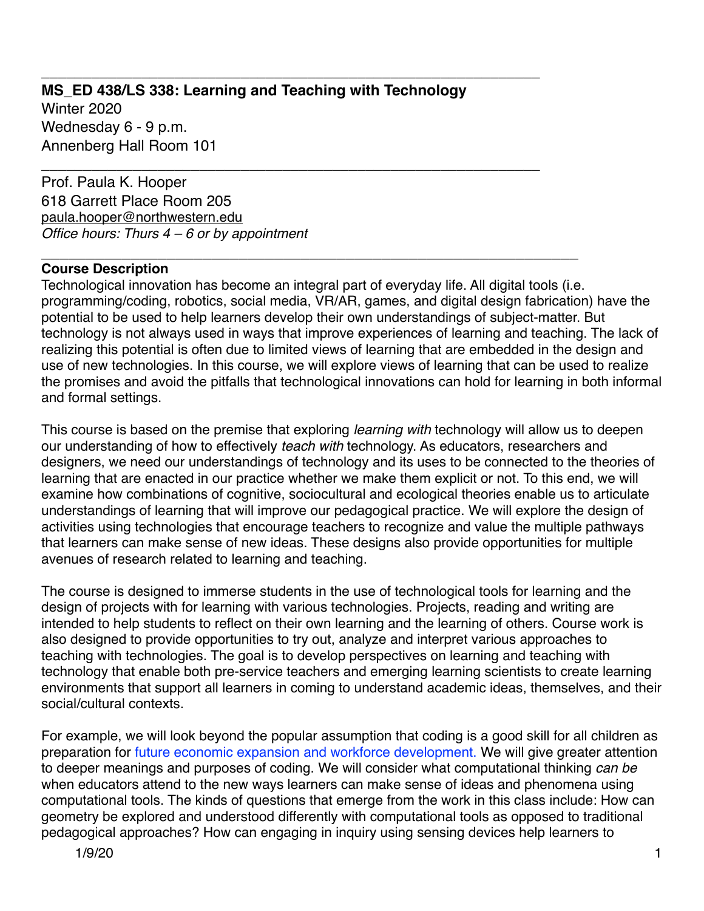**MS_ED 438/LS 338: Learning and Teaching with Technology**
Winter 2020
Wednesday 6 - 9 p.m.
Annenberg Hall Room 101

---

Prof. Paula K. Hooper
618 Garrett Place Room 205
paula.hooper@northwestern.edu
*Office hours: Thurs 4 – 6 or by appointment*

---

**Course Description**

Technological innovation has become an integral part of everyday life. All digital tools (i.e. programming/coding, robotics, social media, VR/AR, games, and digital design fabrication) have the potential to be used to help learners develop their own understandings of subject-matter. But technology is not always used in ways that improve experiences of learning and teaching. The lack of realizing this potential is often due to limited views of learning that are embedded in the design and use of new technologies. In this course, we will explore views of learning that can be used to realize the promises and avoid the pitfalls that technological innovations can hold for learning in both informal and formal settings.

This course is based on the premise that exploring *learning with* technology will allow us to deepen our understanding of how to effectively *teach with* technology. As educators, researchers and designers, we need our understandings of technology and its uses to be connected to the theories of learning that are enacted in our practice whether we make them explicit or not. To this end, we will examine how combinations of cognitive, sociocultural and ecological theories enable us to articulate understandings of learning that will improve our pedagogical practice. We will explore the design of activities using technologies that encourage teachers to recognize and value the multiple pathways that learners can make sense of new ideas. These designs also provide opportunities for multiple avenues of research related to learning and teaching.

The course is designed to immerse students in the use of technological tools for learning and the design of projects with for learning with various technologies. Projects, reading and writing are intended to help students to reflect on their own learning and the learning of others. Course work is also designed to provide opportunities to try out, analyze and interpret various approaches to teaching with technologies. The goal is to develop perspectives on learning and teaching with technology that enable both pre-service teachers and emerging learning scientists to create learning environments that support all learners in coming to understand academic ideas, themselves, and their social/cultural contexts.

For example, we will look beyond the popular assumption that coding is a good skill for all children as preparation for future economic expansion and workforce development. We will give greater attention to deeper meanings and purposes of coding. We will consider what computational thinking *can be* when educators attend to the new ways learners can make sense of ideas and phenomena using computational tools. The kinds of questions that emerge from the work in this class include: How can geometry be explored and understood differently with computational tools as opposed to traditional pedagogical approaches? How can engaging in inquiry using sensing devices help learners to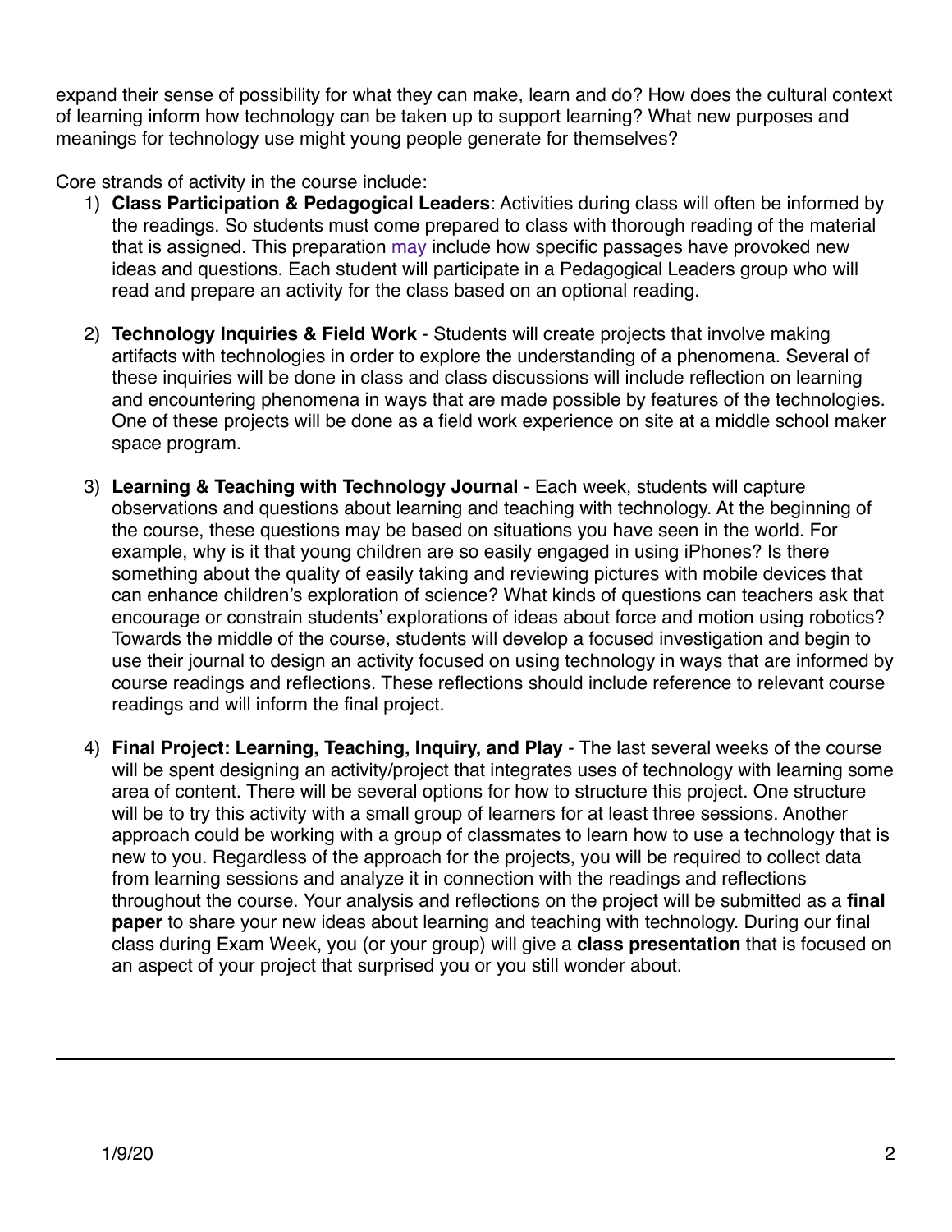expand their sense of possibility for what they can make, learn and do? How does the cultural context of learning inform how technology can be taken up to support learning? What new purposes and meanings for technology use might young people generate for themselves?

Core strands of activity in the course include:

1) **Class Participation & Pedagogical Leaders**: Activities during class will often be informed by the readings. So students must come prepared to class with thorough reading of the material that is assigned. This preparation may include how specific passages have provoked new ideas and questions. Each student will participate in a Pedagogical Leaders group who will read and prepare an activity for the class based on an optional reading.

2) **Technology Inquiries & Field Work** - Students will create projects that involve making artifacts with technologies in order to explore the understanding of a phenomena. Several of these inquiries will be done in class and class discussions will include reflection on learning and encountering phenomena in ways that are made possible by features of the technologies. One of these projects will be done as a field work experience on site at a middle school maker space program.

3) **Learning & Teaching with Technology Journal** - Each week, students will capture observations and questions about learning and teaching with technology. At the beginning of the course, these questions may be based on situations you have seen in the world. For example, why is it that young children are so easily engaged in using iPhones? Is there something about the quality of easily taking and reviewing pictures with mobile devices that can enhance children's exploration of science? What kinds of questions can teachers ask that encourage or constrain students' explorations of ideas about force and motion using robotics? Towards the middle of the course, students will develop a focused investigation and begin to use their journal to design an activity focused on using technology in ways that are informed by course readings and reflections. These reflections should include reference to relevant course readings and will inform the final project.

4) **Final Project: Learning, Teaching, Inquiry, and Play** - The last several weeks of the course will be spent designing an activity/project that integrates uses of technology with learning some area of content. There will be several options for how to structure this project. One structure will be to try this activity with a small group of learners for at least three sessions. Another approach could be working with a group of classmates to learn how to use a technology that is new to you. Regardless of the approach for the projects, you will be required to collect data from learning sessions and analyze it in connection with the readings and reflections throughout the course. Your analysis and reflections on the project will be submitted as a **final paper** to share your new ideas about learning and teaching with technology. During our final class during Exam Week, you (or your group) will give a **class presentation** that is focused on an aspect of your project that surprised you or you still wonder about.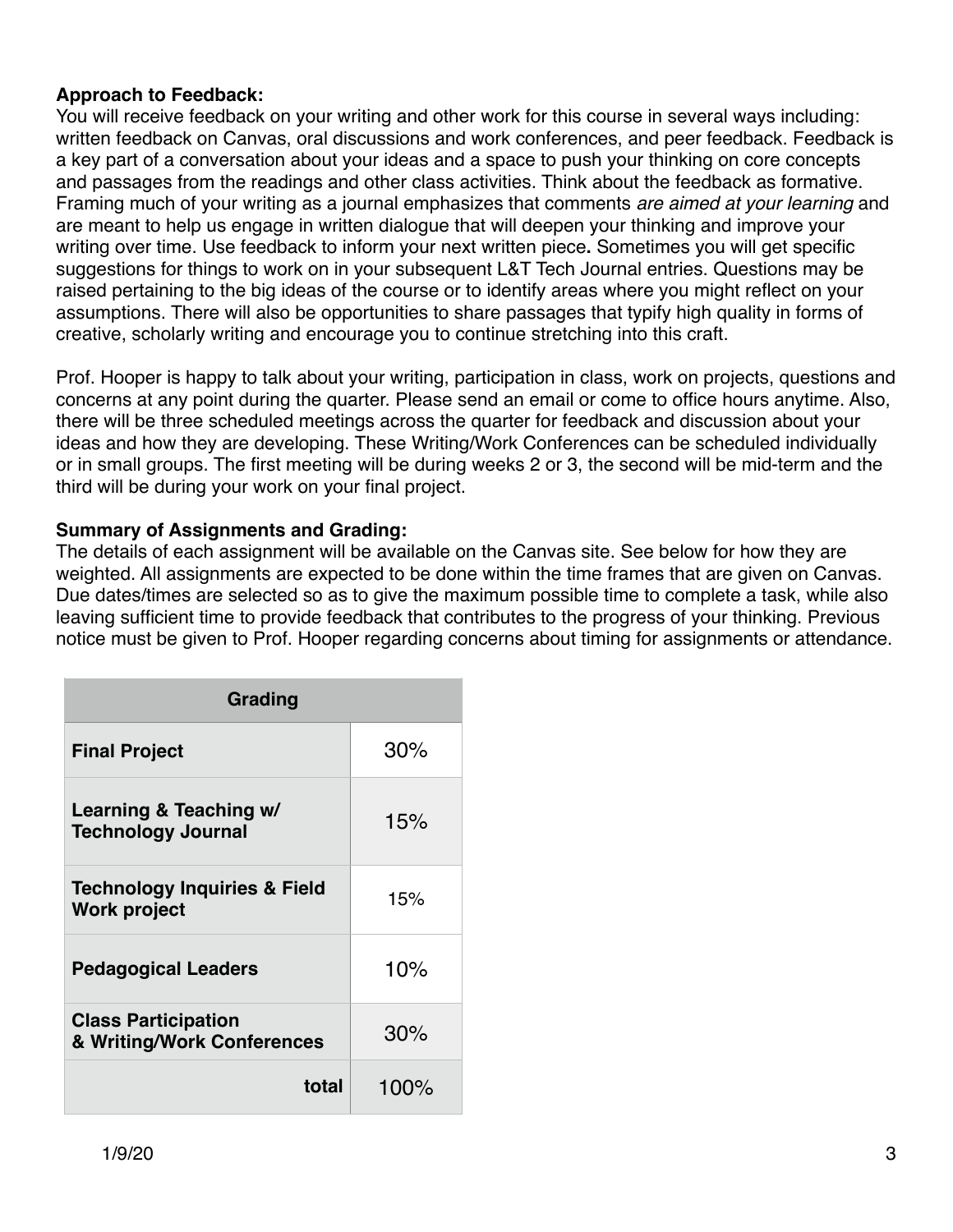**Approach to Feedback:**
You will receive feedback on your writing and other work for this course in several ways including: written feedback on Canvas, oral discussions and work conferences, and peer feedback. Feedback is a key part of a conversation about your ideas and a space to push your thinking on core concepts and passages from the readings and other class activities. Think about the feedback as formative. Framing much of your writing as a journal emphasizes that comments *are aimed at your learning* and are meant to help us engage in written dialogue that will deepen your thinking and improve your writing over time. Use feedback to inform your next written piece**.** Sometimes you will get specific suggestions for things to work on in your subsequent L&T Tech Journal entries. Questions may be raised pertaining to the big ideas of the course or to identify areas where you might reflect on your assumptions. There will also be opportunities to share passages that typify high quality in forms of creative, scholarly writing and encourage you to continue stretching into this craft.

Prof. Hooper is happy to talk about your writing, participation in class, work on projects, questions and concerns at any point during the quarter. Please send an email or come to office hours anytime. Also, there will be three scheduled meetings across the quarter for feedback and discussion about your ideas and how they are developing. These Writing/Work Conferences can be scheduled individually or in small groups. The first meeting will be during weeks 2 or 3, the second will be mid-term and the third will be during your work on your final project.

**Summary of Assignments and Grading:**
The details of each assignment will be available on the Canvas site. See below for how they are weighted. All assignments are expected to be done within the time frames that are given on Canvas. Due dates/times are selected so as to give the maximum possible time to complete a task, while also leaving sufficient time to provide feedback that contributes to the progress of your thinking. Previous notice must be given to Prof. Hooper regarding concerns about timing for assignments or attendance.

| **Grading** | |
|---|---|
| **Final Project** | 30% |
| **Learning & Teaching w/ Technology Journal** | 15% |
| **Technology Inquiries & Field Work project** | 15% |
| **Pedagogical Leaders** | 10% |
| **Class Participation & Writing/Work Conferences** | 30% |
| **total** | 100% |

1/9/20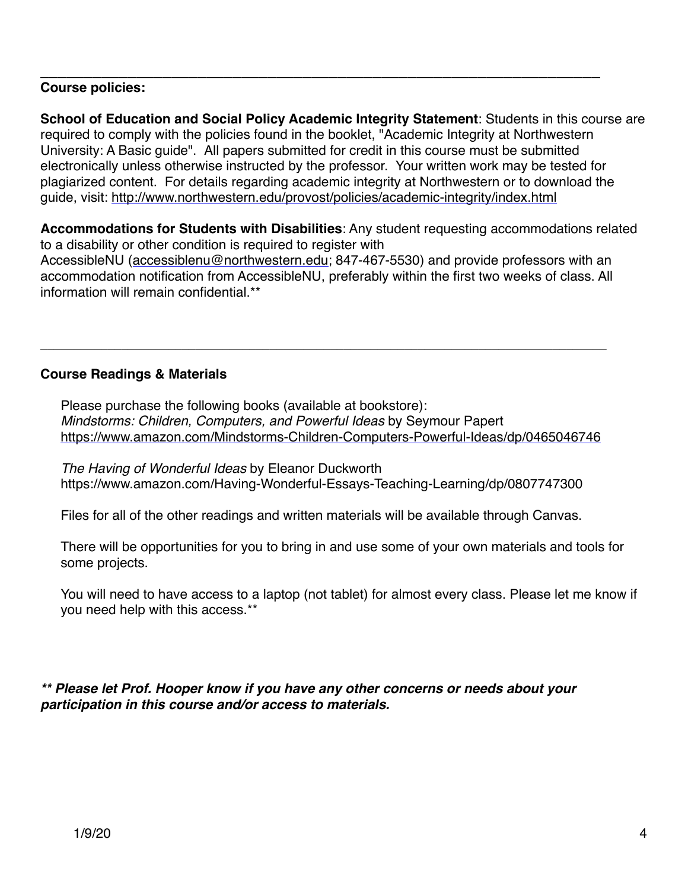---

**Course policies:**

**School of Education and Social Policy Academic Integrity Statement**: Students in this course are required to comply with the policies found in the booklet, "Academic Integrity at Northwestern University: A Basic guide". All papers submitted for credit in this course must be submitted electronically unless otherwise instructed by the professor. Your written work may be tested for plagiarized content. For details regarding academic integrity at Northwestern or to download the guide, visit: http://www.northwestern.edu/provost/policies/academic-integrity/index.html

**Accommodations for Students with Disabilities**: Any student requesting accommodations related to a disability or other condition is required to register with AccessibleNU (accessiblenu@northwestern.edu; 847-467-5530) and provide professors with an accommodation notification from AccessibleNU, preferably within the first two weeks of class. All information will remain confidential.**

---

**Course Readings & Materials**

Please purchase the following books (available at bookstore):
*Mindstorms: Children, Computers, and Powerful Ideas* by Seymour Papert
https://www.amazon.com/Mindstorms-Children-Computers-Powerful-Ideas/dp/0465046746

*The Having of Wonderful Ideas* by Eleanor Duckworth
https://www.amazon.com/Having-Wonderful-Essays-Teaching-Learning/dp/0807747300

Files for all of the other readings and written materials will be available through Canvas.

There will be opportunities for you to bring in and use some of your own materials and tools for some projects.

You will need to have access to a laptop (not tablet) for almost every class. Please let me know if you need help with this access.**

***** Please let Prof. Hooper know if you have any other concerns or needs about your participation in this course and/or access to materials.***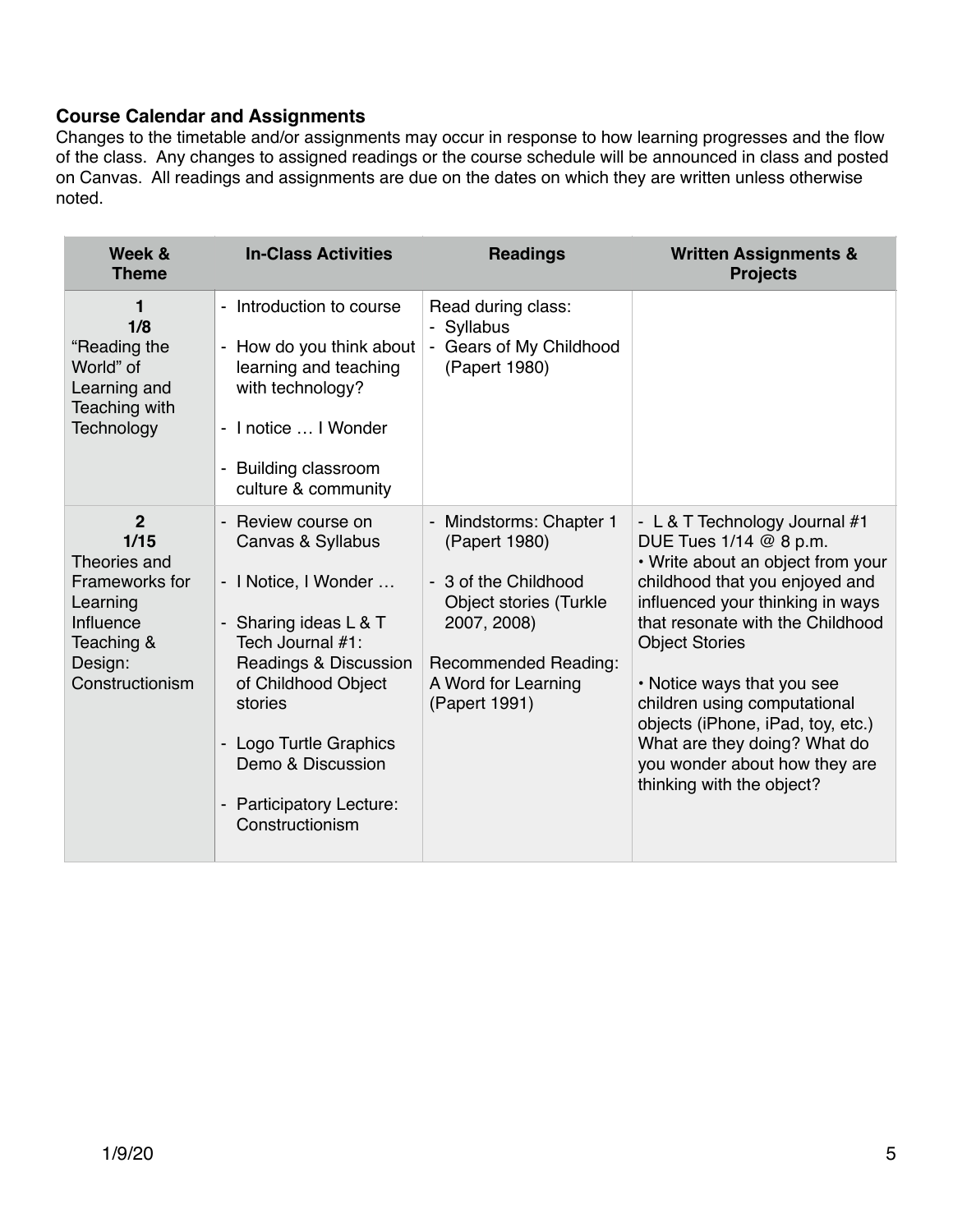**Course Calendar and Assignments**

Changes to the timetable and/or assignments may occur in response to how learning progresses and the flow of the class. Any changes to assigned readings or the course schedule will be announced in class and posted on Canvas. All readings and assignments are due on the dates on which they are written unless otherwise noted.

| Week & Theme | In-Class Activities | Readings | Written Assignments & Projects |
|---|---|---|---|
| **1**<br>**1/8**<br>"Reading the World" of Learning and Teaching with Technology | - Introduction to course<br><br>- How do you think about learning and teaching with technology?<br><br>- I notice … I Wonder<br><br>- Building classroom culture & community | Read during class:<br>- Syllabus<br>- Gears of My Childhood (Papert 1980) | |
| **2**<br>**1/15**<br>Theories and Frameworks for Learning Influence Teaching & Design: Constructionism | - Review course on Canvas & Syllabus<br><br>- I Notice, I Wonder …<br><br>- Sharing ideas L & T Tech Journal #1: Readings & Discussion of Childhood Object stories<br><br>- Logo Turtle Graphics Demo & Discussion<br><br>- Participatory Lecture: Constructionism | - Mindstorms: Chapter 1 (Papert 1980)<br><br>- 3 of the Childhood Object stories (Turkle 2007, 2008)<br><br>Recommended Reading: A Word for Learning (Papert 1991) | - L & T Technology Journal #1 DUE Tues 1/14 @ 8 p.m.<br>• Write about an object from your childhood that you enjoyed and influenced your thinking in ways that resonate with the Childhood Object Stories<br><br>• Notice ways that you see children using computational objects (iPhone, iPad, toy, etc.) What are they doing? What do you wonder about how they are thinking with the object? |

1/9/20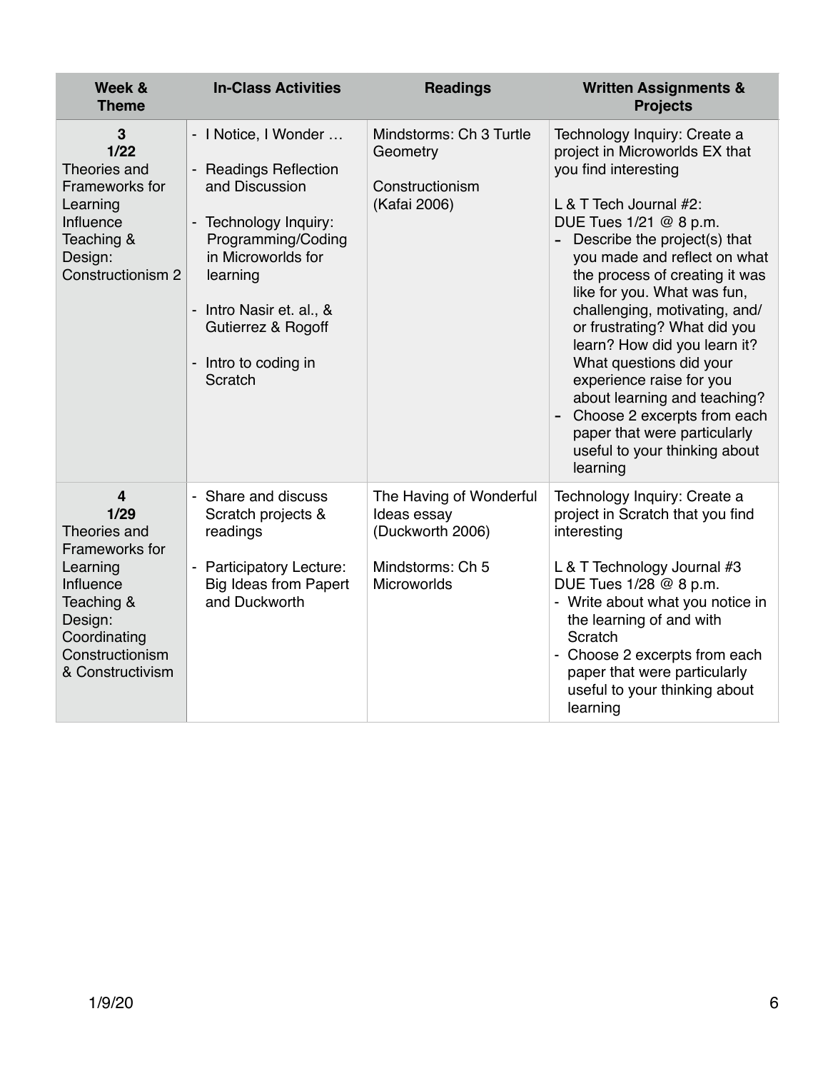| Week & Theme | In-Class Activities | Readings | Written Assignments & Projects |
|---|---|---|---|
| **3**<br>**1/22**<br>Theories and Frameworks for Learning Influence Teaching & Design: Constructionism 2 | - I Notice, I Wonder …<br>- Readings Reflection and Discussion<br>- Technology Inquiry: Programming/Coding in Microworlds for learning<br>- Intro Nasir et. al., & Gutierrez & Rogoff<br>- Intro to coding in Scratch | Mindstorms: Ch 3 Turtle Geometry<br><br>Constructionism (Kafai 2006) | Technology Inquiry: Create a project in Microworlds EX that you find interesting<br><br>L & T Tech Journal #2:<br>DUE Tues 1/21 @ 8 p.m.<br>- Describe the project(s) that you made and reflect on what the process of creating it was like for you. What was fun, challenging, motivating, and/or frustrating? What did you learn? How did you learn it? What questions did your experience raise for you about learning and teaching?<br>- Choose 2 excerpts from each paper that were particularly useful to your thinking about learning |
| **4**<br>**1/29**<br>Theories and Frameworks for Learning Influence Teaching & Design: Coordinating Constructionism & Constructivism | - Share and discuss Scratch projects & readings<br>- Participatory Lecture: Big Ideas from Papert and Duckworth | The Having of Wonderful Ideas essay (Duckworth 2006)<br><br>Mindstorms: Ch 5 Microworlds | Technology Inquiry: Create a project in Scratch that you find interesting<br><br>L & T Technology Journal #3<br>DUE Tues 1/28 @ 8 p.m.<br>- Write about what you notice in the learning of and with Scratch<br>- Choose 2 excerpts from each paper that were particularly useful to your thinking about learning |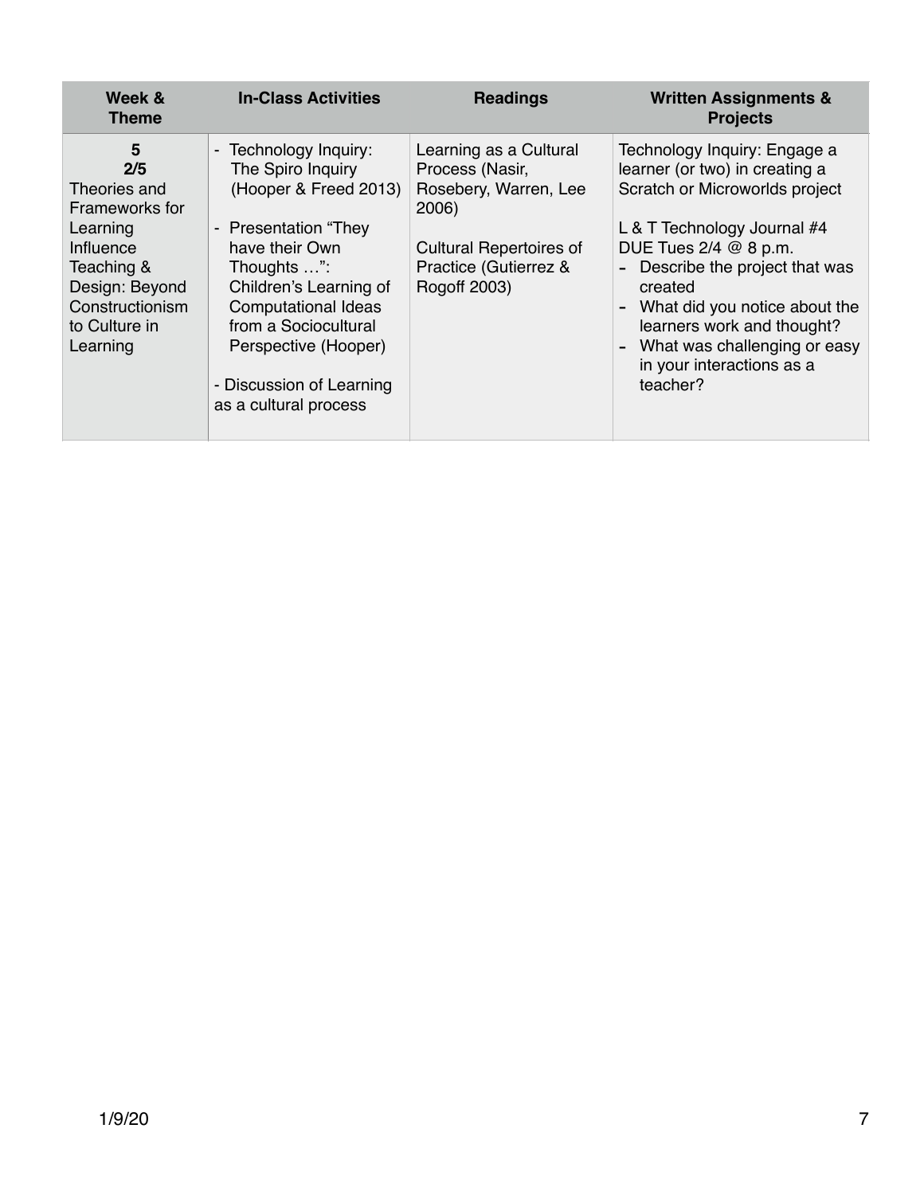| Week & Theme | In-Class Activities | Readings | Written Assignments & Projects |
|---|---|---|---|
| **5**<br>**2/5**<br>Theories and Frameworks for Learning Influence Teaching & Design: Beyond Constructionism to Culture in Learning | - Technology Inquiry: The Spiro Inquiry (Hooper & Freed 2013)<br><br>- Presentation “They have their Own Thoughts …”: Children’s Learning of Computational Ideas from a Sociocultural Perspective (Hooper)<br><br>- Discussion of Learning as a cultural process | Learning as a Cultural Process (Nasir, Rosebery, Warren, Lee 2006)<br><br>Cultural Repertoires of Practice (Gutierrez & Rogoff 2003) | Technology Inquiry: Engage a learner (or two) in creating a Scratch or Microworlds project<br><br>L & T Technology Journal #4 DUE Tues 2/4 @ 8 p.m.<br>- Describe the project that was created<br>- What did you notice about the learners work and thought?<br>- What was challenging or easy in your interactions as a teacher? |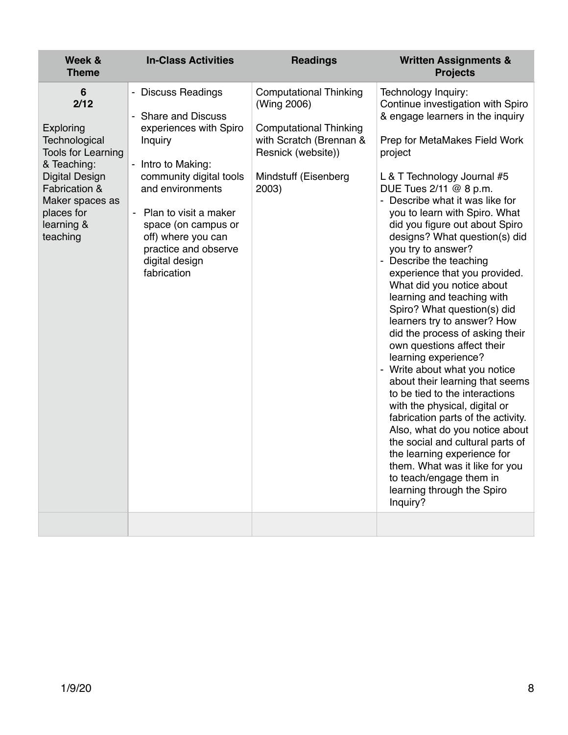| Week & Theme | In-Class Activities | Readings | Written Assignments & Projects |
|---|---|---|---|
| **6**<br>**2/12**<br><br>Exploring Technological Tools for Learning & Teaching: Digital Design Fabrication & Maker spaces as places for learning & teaching | - Discuss Readings<br><br>- Share and Discuss experiences with Spiro Inquiry<br><br>- Intro to Making: community digital tools and environments<br><br>- Plan to visit a maker space (on campus or off) where you can practice and observe digital design fabrication | Computational Thinking (Wing 2006)<br><br>Computational Thinking with Scratch (Brennan & Resnick (website))<br><br>Mindstuff (Eisenberg 2003) | Technology Inquiry:<br>Continue investigation with Spiro & engage learners in the inquiry<br><br>Prep for MetaMakes Field Work project<br><br>L & T Technology Journal #5<br>DUE Tues 2/11 @ 8 p.m.<br>- Describe what it was like for you to learn with Spiro. What did you figure out about Spiro designs? What question(s) did you try to answer?<br>- Describe the teaching experience that you provided. What did you notice about learning and teaching with Spiro? What question(s) did learners try to answer? How did the process of asking their own questions affect their learning experience?<br>- Write about what you notice about their learning that seems to be tied to the interactions with the physical, digital or fabrication parts of the activity. Also, what do you notice about the social and cultural parts of the learning experience for them. What was it like for you to teach/engage them in learning through the Spiro Inquiry? |
| | | | |

1/9/20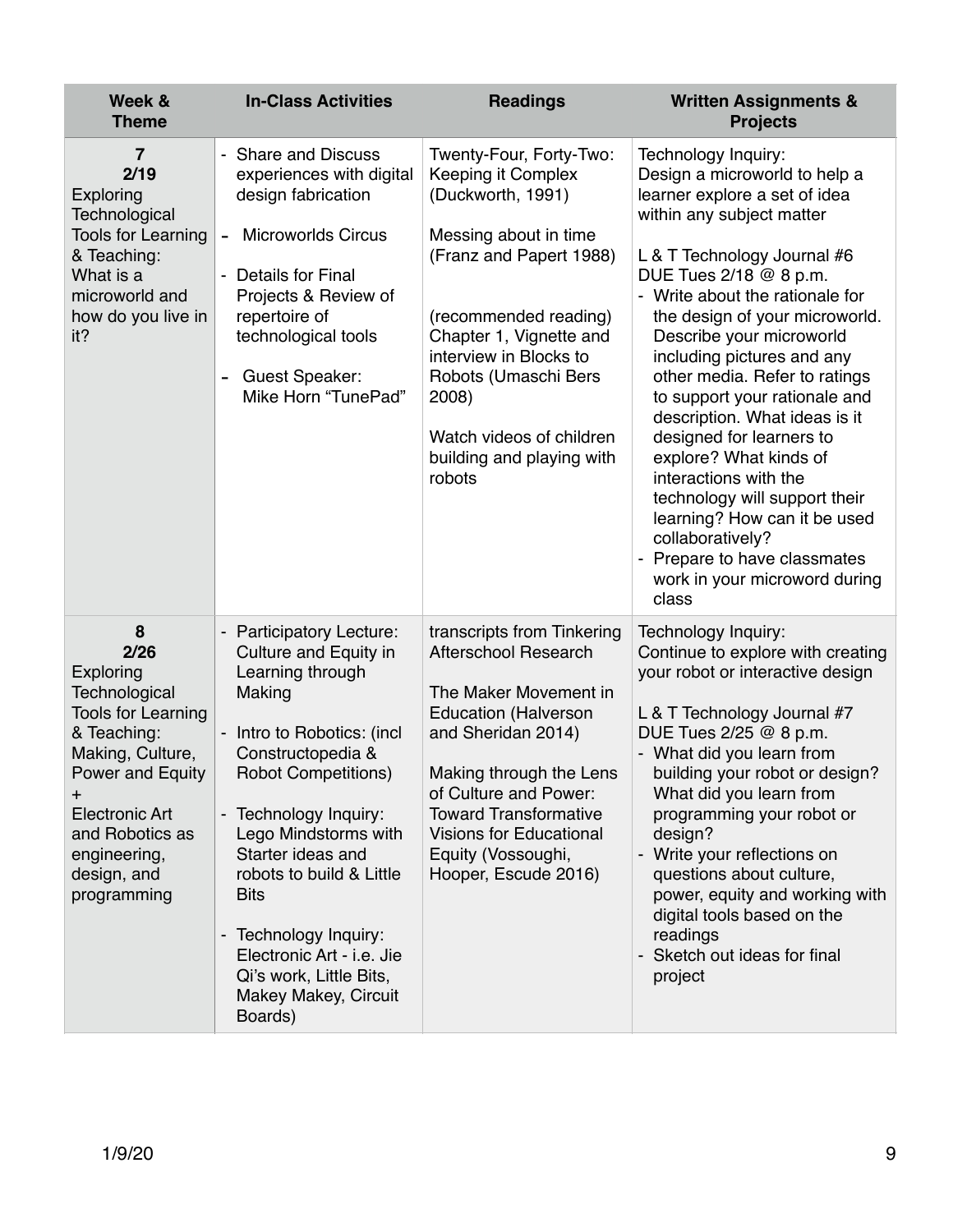| Week & Theme | In-Class Activities | Readings | Written Assignments & Projects |
|---|---|---|---|
| **7**<br>**2/19**<br>Exploring Technological Tools for Learning & Teaching: What is a microworld and how do you live in it? | - Share and Discuss experiences with digital design fabrication<br>- Microworlds Circus<br>- Details for Final Projects & Review of repertoire of technological tools<br>- Guest Speaker: Mike Horn "TunePad" | Twenty-Four, Forty-Two: Keeping it Complex (Duckworth, 1991)<br><br>Messing about in time (Franz and Papert 1988)<br><br>(recommended reading) Chapter 1, Vignette and interview in Blocks to Robots (Umaschi Bers 2008)<br><br>Watch videos of children building and playing with robots | Technology Inquiry:<br>Design a microworld to help a learner explore a set of idea within any subject matter<br><br>L & T Technology Journal #6 DUE Tues 2/18 @ 8 p.m.<br>- Write about the rationale for the design of your microworld. Describe your microworld including pictures and any other media. Refer to ratings to support your rationale and description. What ideas is it designed for learners to explore? What kinds of interactions with the technology will support their learning? How can it be used collaboratively?<br>- Prepare to have classmates work in your microword during class |
| **8**<br>**2/26**<br>Exploring Technological Tools for Learning & Teaching: Making, Culture, Power and Equity<br>+<br>Electronic Art and Robotics as engineering, design, and programming | - Participatory Lecture: Culture and Equity in Learning through Making<br>- Intro to Robotics: (incl Constructopedia & Robot Competitions)<br>- Technology Inquiry: Lego Mindstorms with Starter ideas and robots to build & Little Bits<br>- Technology Inquiry: Electronic Art - i.e. Jie Qi's work, Little Bits, Makey Makey, Circuit Boards) | transcripts from Tinkering Afterschool Research<br><br>The Maker Movement in Education (Halverson and Sheridan 2014)<br><br>Making through the Lens of Culture and Power: Toward Transformative Visions for Educational Equity (Vossoughi, Hooper, Escude 2016) | Technology Inquiry:<br>Continue to explore with creating your robot or interactive design<br><br>L & T Technology Journal #7 DUE Tues 2/25 @ 8 p.m.<br>- What did you learn from building your robot or design? What did you learn from programming your robot or design?<br>- Write your reflections on questions about culture, power, equity and working with digital tools based on the readings<br>- Sketch out ideas for final project |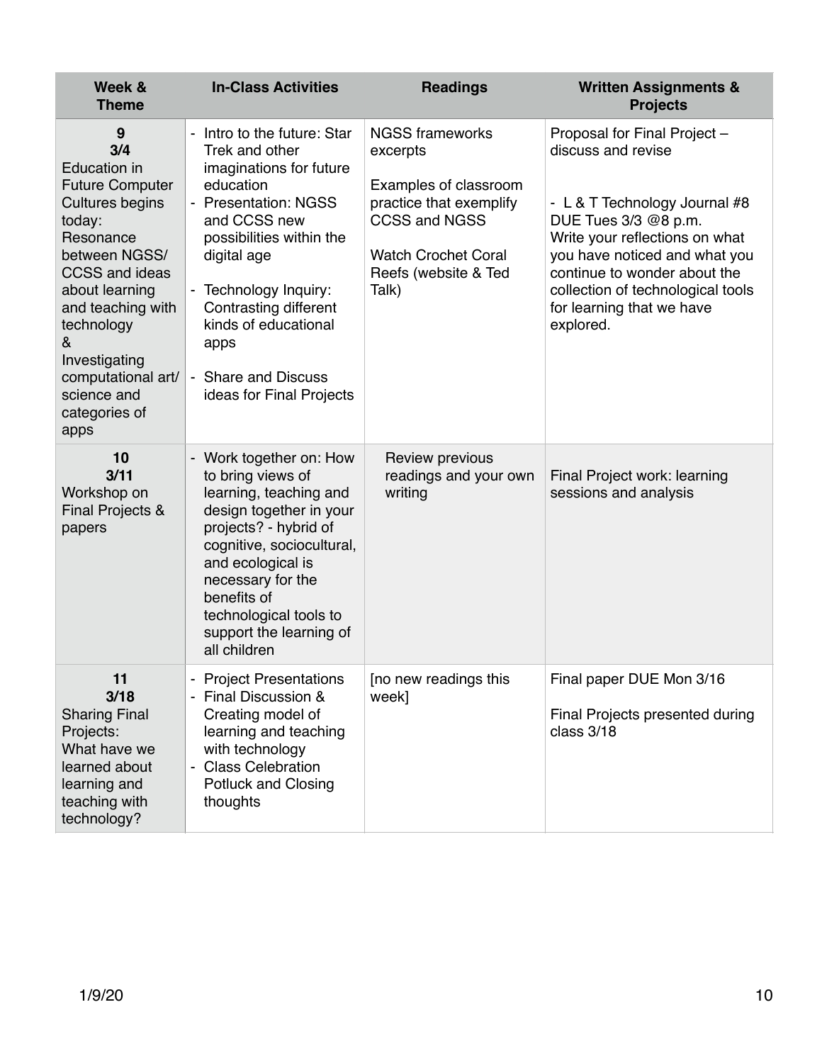| Week & Theme | In-Class Activities | Readings | Written Assignments & Projects |
| --- | --- | --- | --- |
| **9** **3/4** Education in Future Computer Cultures begins today: Resonance between NGSS/ CCSS and ideas about learning and teaching with technology & Investigating computational art/ science and categories of apps | - Intro to the future: Star Trek and other imaginations for future education<br>- Presentation: NGSS and CCSS new possibilities within the digital age<br>- Technology Inquiry: Contrasting different kinds of educational apps<br>- Share and Discuss ideas for Final Projects | NGSS frameworks excerpts<br><br>Examples of classroom practice that exemplify CCSS and NGSS<br><br>Watch Crochet Coral Reefs (website & Ted Talk) | Proposal for Final Project – discuss and revise<br><br>- L & T Technology Journal #8 DUE Tues 3/3 @8 p.m. Write your reflections on what you have noticed and what you continue to wonder about the collection of technological tools for learning that we have explored. |
| **10** **3/11** Workshop on Final Projects & papers | - Work together on: How to bring views of learning, teaching and design together in your projects? - hybrid of cognitive, sociocultural, and ecological is necessary for the benefits of technological tools to support the learning of all children | Review previous readings and your own writing | Final Project work: learning sessions and analysis |
| **11** **3/18** Sharing Final Projects: What have we learned about learning and teaching with technology? | - Project Presentations<br>- Final Discussion & Creating model of learning and teaching with technology<br>- Class Celebration Potluck and Closing thoughts | [no new readings this week] | Final paper DUE Mon 3/16<br><br>Final Projects presented during class 3/18 |

1/9/20